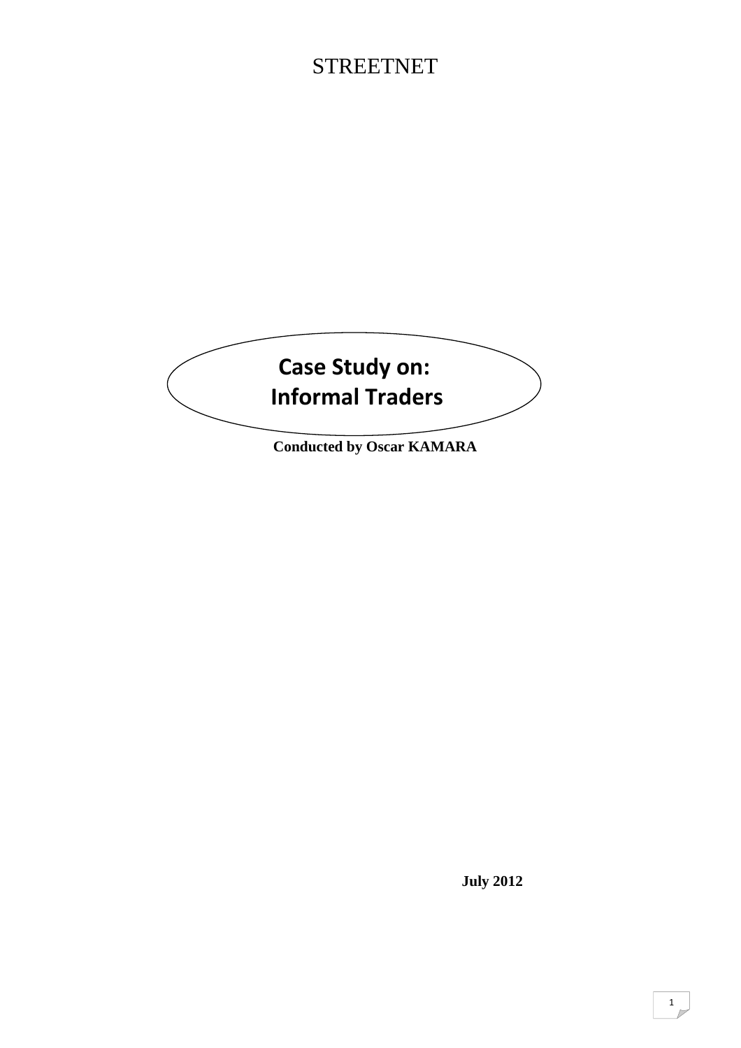# STREETNET

## Case Study on: Informal Traders

**Conducted by Oscar KAMARA**

**July 2012**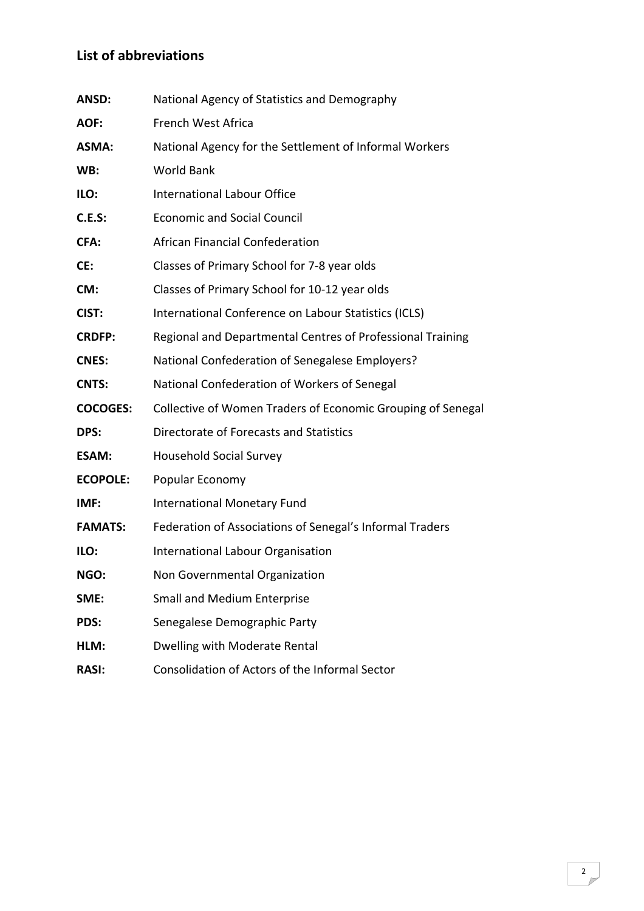## List of abbreviations

| | |
|---|---|
| **ANSD:** | National Agency of Statistics and Demography |
| **AOF:** | French West Africa |
| **ASMA:** | National Agency for the Settlement of Informal Workers |
| **WB:** | World Bank |
| **ILO:** | International Labour Office |
| **C.E.S:** | Economic and Social Council |
| **CFA:** | African Financial Confederation |
| **CE:** | Classes of Primary School for 7-8 year olds |
| **CM:** | Classes of Primary School for 10-12 year olds |
| **CIST:** | International Conference on Labour Statistics (ICLS) |
| **CRDFP:** | Regional and Departmental Centres of Professional Training |
| **CNES:** | National Confederation of Senegalese Employers? |
| **CNTS:** | National Confederation of Workers of Senegal |
| **COCOGES:** | Collective of Women Traders of Economic Grouping of Senegal |
| **DPS:** | Directorate of Forecasts and Statistics |
| **ESAM:** | Household Social Survey |
| **ECOPOLE:** | Popular Economy |
| **IMF:** | International Monetary Fund |
| **FAMATS:** | Federation of Associations of Senegal's Informal Traders |
| **ILO:** | International Labour Organisation |
| **NGO:** | Non Governmental Organization |
| **SME:** | Small and Medium Enterprise |
| **PDS:** | Senegalese Demographic Party |
| **HLM:** | Dwelling with Moderate Rental |
| **RASI:** | Consolidation of Actors of the Informal Sector |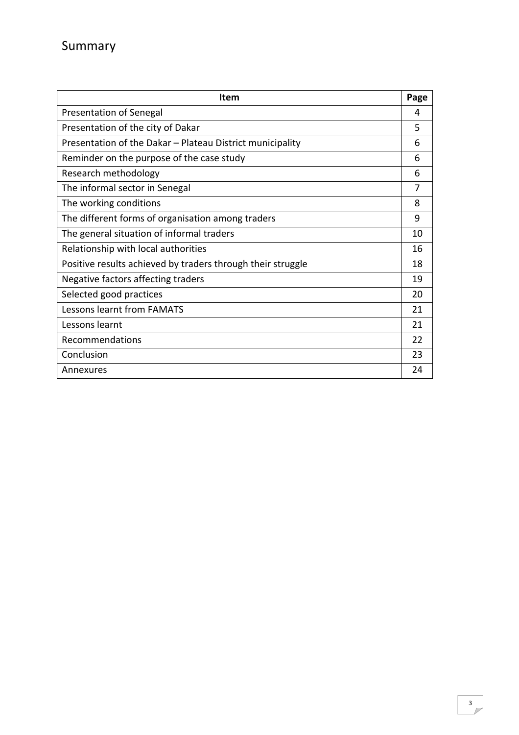# Summary

| Item | Page |
|---|---|
| Presentation of Senegal | 4 |
| Presentation of the city of Dakar | 5 |
| Presentation of the Dakar – Plateau District municipality | 6 |
| Reminder on the purpose of the case study | 6 |
| Research methodology | 6 |
| The informal sector in Senegal | 7 |
| The working conditions | 8 |
| The different forms of organisation among traders | 9 |
| The general situation of informal traders | 10 |
| Relationship with local authorities | 16 |
| Positive results achieved by traders through their struggle | 18 |
| Negative factors affecting traders | 19 |
| Selected good practices | 20 |
| Lessons learnt from FAMATS | 21 |
| Lessons learnt | 21 |
| Recommendations | 22 |
| Conclusion | 23 |
| Annexures | 24 |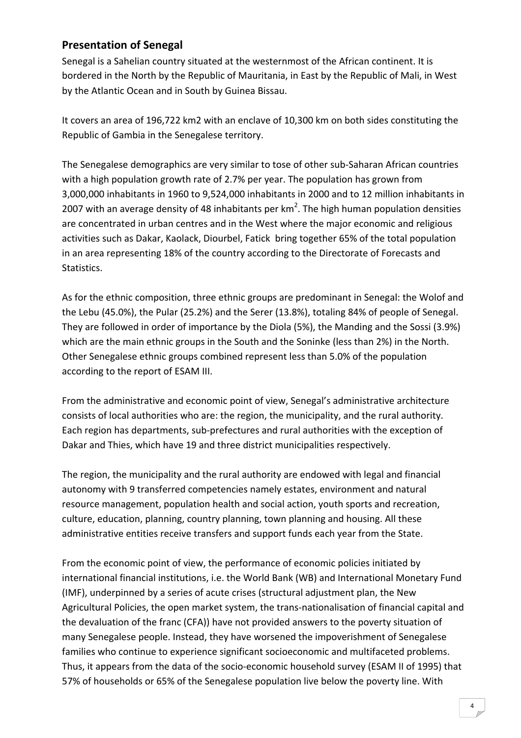## Presentation of Senegal

Senegal is a Sahelian country situated at the westernmost of the African continent. It is bordered in the North by the Republic of Mauritania, in East by the Republic of Mali, in West by the Atlantic Ocean and in South by Guinea Bissau.

It covers an area of 196,722 km2 with an enclave of 10,300 km on both sides constituting the Republic of Gambia in the Senegalese territory.

The Senegalese demographics are very similar to tose of other sub-Saharan African countries with a high population growth rate of 2.7% per year. The population has grown from 3,000,000 inhabitants in 1960 to 9,524,000 inhabitants in 2000 and to 12 million inhabitants in 2007 with an average density of 48 inhabitants per km$^2$. The high human population densities are concentrated in urban centres and in the West where the major economic and religious activities such as Dakar, Kaolack, Diourbel, Fatick bring together 65% of the total population in an area representing 18% of the country according to the Directorate of Forecasts and Statistics.

As for the ethnic composition, three ethnic groups are predominant in Senegal: the Wolof and the Lebu (45.0%), the Pular (25.2%) and the Serer (13.8%), totaling 84% of people of Senegal. They are followed in order of importance by the Diola (5%), the Manding and the Sossi (3.9%) which are the main ethnic groups in the South and the Soninke (less than 2%) in the North. Other Senegalese ethnic groups combined represent less than 5.0% of the population according to the report of ESAM III.

From the administrative and economic point of view, Senegal's administrative architecture consists of local authorities who are: the region, the municipality, and the rural authority. Each region has departments, sub-prefectures and rural authorities with the exception of Dakar and Thies, which have 19 and three district municipalities respectively.

The region, the municipality and the rural authority are endowed with legal and financial autonomy with 9 transferred competencies namely estates, environment and natural resource management, population health and social action, youth sports and recreation, culture, education, planning, country planning, town planning and housing. All these administrative entities receive transfers and support funds each year from the State.

From the economic point of view, the performance of economic policies initiated by international financial institutions, i.e. the World Bank (WB) and International Monetary Fund (IMF), underpinned by a series of acute crises (structural adjustment plan, the New Agricultural Policies, the open market system, the trans-nationalisation of financial capital and the devaluation of the franc (CFA)) have not provided answers to the poverty situation of many Senegalese people. Instead, they have worsened the impoverishment of Senegalese families who continue to experience significant socioeconomic and multifaceted problems. Thus, it appears from the data of the socio-economic household survey (ESAM II of 1995) that 57% of households or 65% of the Senegalese population live below the poverty line. With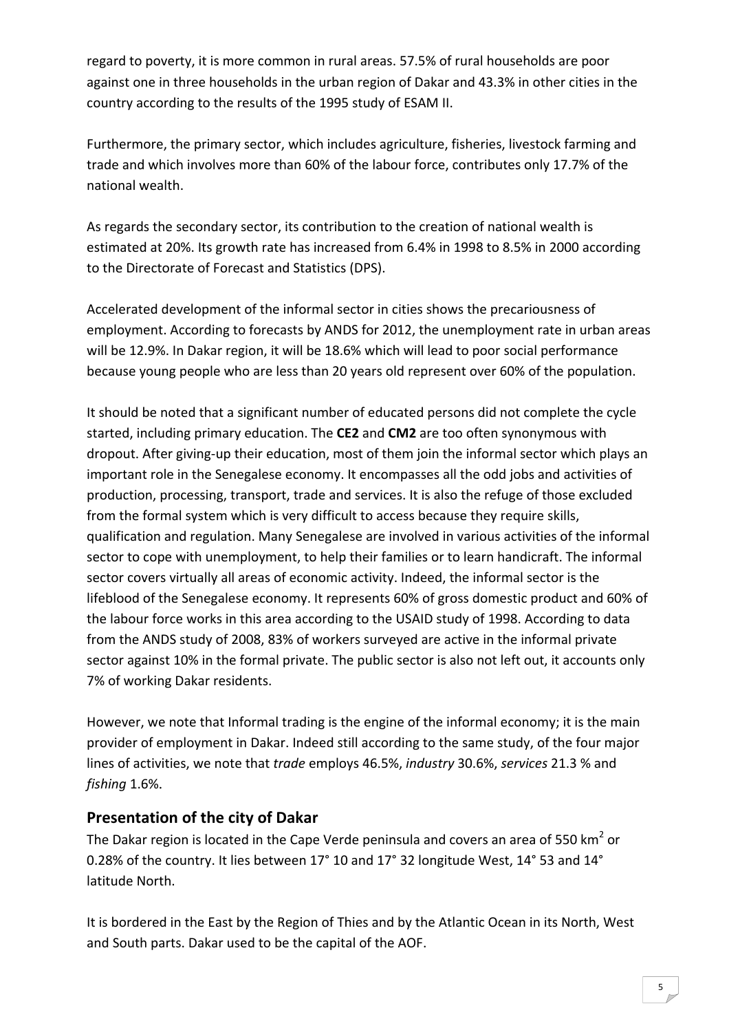regard to poverty, it is more common in rural areas. 57.5% of rural households are poor against one in three households in the urban region of Dakar and 43.3% in other cities in the country according to the results of the 1995 study of ESAM II.

Furthermore, the primary sector, which includes agriculture, fisheries, livestock farming and trade and which involves more than 60% of the labour force, contributes only 17.7% of the national wealth.

As regards the secondary sector, its contribution to the creation of national wealth is estimated at 20%. Its growth rate has increased from 6.4% in 1998 to 8.5% in 2000 according to the Directorate of Forecast and Statistics (DPS).

Accelerated development of the informal sector in cities shows the precariousness of employment. According to forecasts by ANDS for 2012, the unemployment rate in urban areas will be 12.9%. In Dakar region, it will be 18.6% which will lead to poor social performance because young people who are less than 20 years old represent over 60% of the population.

It should be noted that a significant number of educated persons did not complete the cycle started, including primary education. The **CE2** and **CM2** are too often synonymous with dropout. After giving-up their education, most of them join the informal sector which plays an important role in the Senegalese economy. It encompasses all the odd jobs and activities of production, processing, transport, trade and services. It is also the refuge of those excluded from the formal system which is very difficult to access because they require skills, qualification and regulation. Many Senegalese are involved in various activities of the informal sector to cope with unemployment, to help their families or to learn handicraft. The informal sector covers virtually all areas of economic activity. Indeed, the informal sector is the lifeblood of the Senegalese economy. It represents 60% of gross domestic product and 60% of the labour force works in this area according to the USAID study of 1998. According to data from the ANDS study of 2008, 83% of workers surveyed are active in the informal private sector against 10% in the formal private. The public sector is also not left out, it accounts only 7% of working Dakar residents.

However, we note that Informal trading is the engine of the informal economy; it is the main provider of employment in Dakar. Indeed still according to the same study, of the four major lines of activities, we note that *trade* employs 46.5%, *industry* 30.6%, *services* 21.3 % and *fishing* 1.6%.

## Presentation of the city of Dakar

The Dakar region is located in the Cape Verde peninsula and covers an area of 550 $km^2$ or 0.28% of the country. It lies between 17° 10 and 17° 32 longitude West, 14° 53 and 14° latitude North.

It is bordered in the East by the Region of Thies and by the Atlantic Ocean in its North, West and South parts. Dakar used to be the capital of the AOF.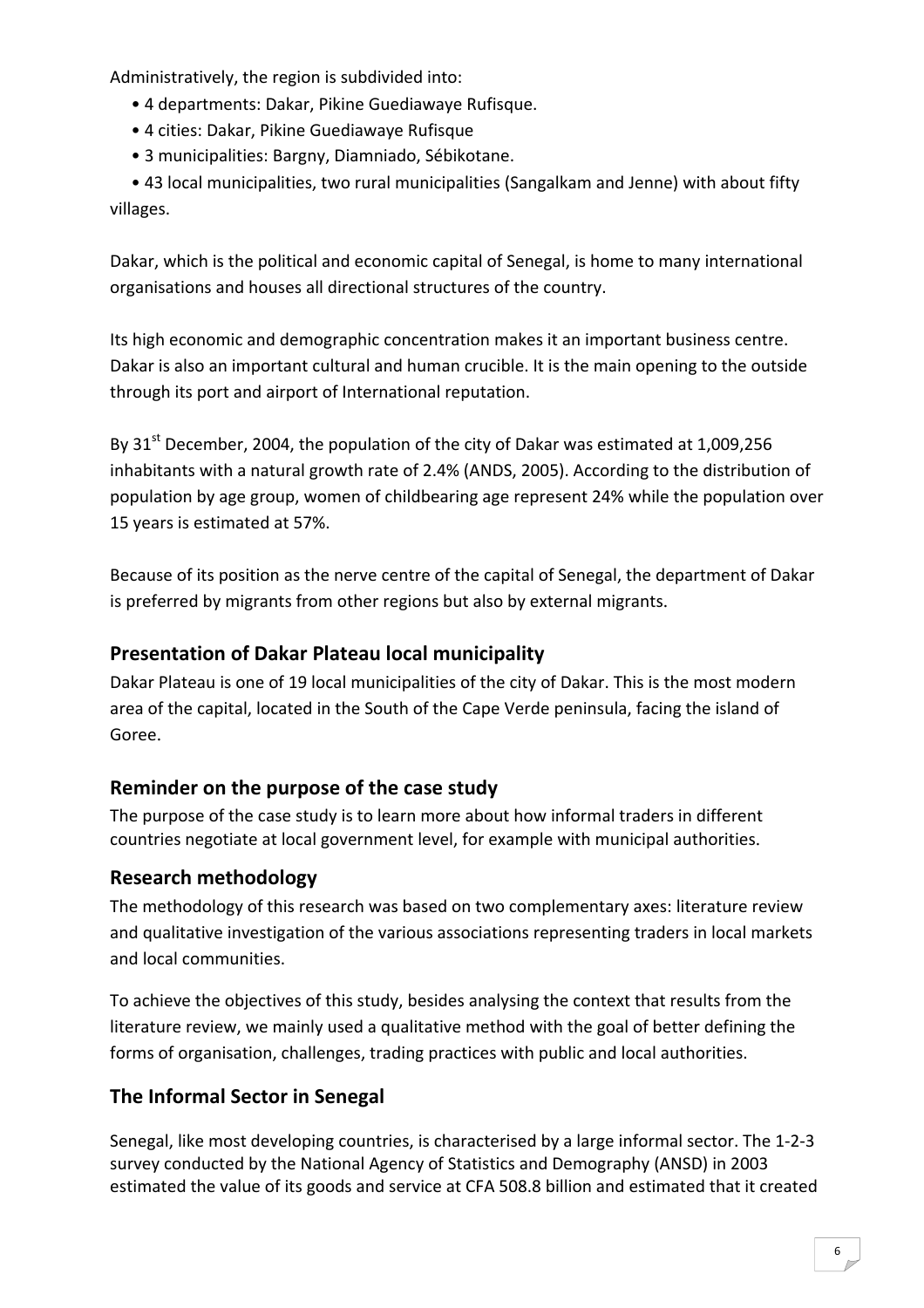Administratively, the region is subdivided into:

- 4 departments: Dakar, Pikine Guediawaye Rufisque.
- 4 cities: Dakar, Pikine Guediawaye Rufisque
- 3 municipalities: Bargny, Diamniado, Sébikotane.
- 43 local municipalities, two rural municipalities (Sangalkam and Jenne) with about fifty villages.

Dakar, which is the political and economic capital of Senegal, is home to many international organisations and houses all directional structures of the country.

Its high economic and demographic concentration makes it an important business centre. Dakar is also an important cultural and human crucible. It is the main opening to the outside through its port and airport of International reputation.

By 31st December, 2004, the population of the city of Dakar was estimated at 1,009,256 inhabitants with a natural growth rate of 2.4% (ANDS, 2005). According to the distribution of population by age group, women of childbearing age represent 24% while the population over 15 years is estimated at 57%.

Because of its position as the nerve centre of the capital of Senegal, the department of Dakar is preferred by migrants from other regions but also by external migrants.

## Presentation of Dakar Plateau local municipality

Dakar Plateau is one of 19 local municipalities of the city of Dakar. This is the most modern area of the capital, located in the South of the Cape Verde peninsula, facing the island of Goree.

## Reminder on the purpose of the case study

The purpose of the case study is to learn more about how informal traders in different countries negotiate at local government level, for example with municipal authorities.

## Research methodology

The methodology of this research was based on two complementary axes: literature review and qualitative investigation of the various associations representing traders in local markets and local communities.

To achieve the objectives of this study, besides analysing the context that results from the literature review, we mainly used a qualitative method with the goal of better defining the forms of organisation, challenges, trading practices with public and local authorities.

## The Informal Sector in Senegal

Senegal, like most developing countries, is characterised by a large informal sector. The 1-2-3 survey conducted by the National Agency of Statistics and Demography (ANSD) in 2003 estimated the value of its goods and service at CFA 508.8 billion and estimated that it created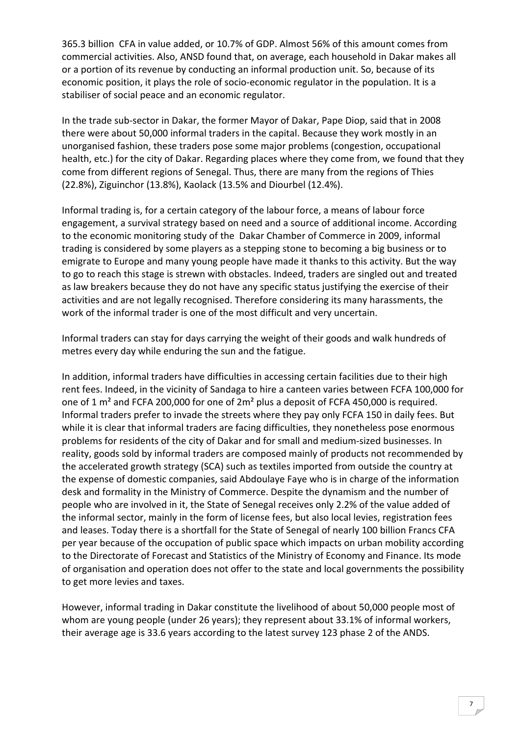365.3 billion CFA in value added, or 10.7% of GDP. Almost 56% of this amount comes from commercial activities. Also, ANSD found that, on average, each household in Dakar makes all or a portion of its revenue by conducting an informal production unit. So, because of its economic position, it plays the role of socio-economic regulator in the population. It is a stabiliser of social peace and an economic regulator.

In the trade sub-sector in Dakar, the former Mayor of Dakar, Pape Diop, said that in 2008 there were about 50,000 informal traders in the capital. Because they work mostly in an unorganised fashion, these traders pose some major problems (congestion, occupational health, etc.) for the city of Dakar. Regarding places where they come from, we found that they come from different regions of Senegal. Thus, there are many from the regions of Thies (22.8%), Ziguinchor (13.8%), Kaolack (13.5% and Diourbel (12.4%).

Informal trading is, for a certain category of the labour force, a means of labour force engagement, a survival strategy based on need and a source of additional income. According to the economic monitoring study of the Dakar Chamber of Commerce in 2009, informal trading is considered by some players as a stepping stone to becoming a big business or to emigrate to Europe and many young people have made it thanks to this activity. But the way to go to reach this stage is strewn with obstacles. Indeed, traders are singled out and treated as law breakers because they do not have any specific status justifying the exercise of their activities and are not legally recognised. Therefore considering its many harassments, the work of the informal trader is one of the most difficult and very uncertain.

Informal traders can stay for days carrying the weight of their goods and walk hundreds of metres every day while enduring the sun and the fatigue.

In addition, informal traders have difficulties in accessing certain facilities due to their high rent fees. Indeed, in the vicinity of Sandaga to hire a canteen varies between FCFA 100,000 for one of 1 m² and FCFA 200,000 for one of 2m² plus a deposit of FCFA 450,000 is required. Informal traders prefer to invade the streets where they pay only FCFA 150 in daily fees. But while it is clear that informal traders are facing difficulties, they nonetheless pose enormous problems for residents of the city of Dakar and for small and medium-sized businesses. In reality, goods sold by informal traders are composed mainly of products not recommended by the accelerated growth strategy (SCA) such as textiles imported from outside the country at the expense of domestic companies, said Abdoulaye Faye who is in charge of the information desk and formality in the Ministry of Commerce. Despite the dynamism and the number of people who are involved in it, the State of Senegal receives only 2.2% of the value added of the informal sector, mainly in the form of license fees, but also local levies, registration fees and leases. Today there is a shortfall for the State of Senegal of nearly 100 billion Francs CFA per year because of the occupation of public space which impacts on urban mobility according to the Directorate of Forecast and Statistics of the Ministry of Economy and Finance. Its mode of organisation and operation does not offer to the state and local governments the possibility to get more levies and taxes.

However, informal trading in Dakar constitute the livelihood of about 50,000 people most of whom are young people (under 26 years); they represent about 33.1% of informal workers, their average age is 33.6 years according to the latest survey 123 phase 2 of the ANDS.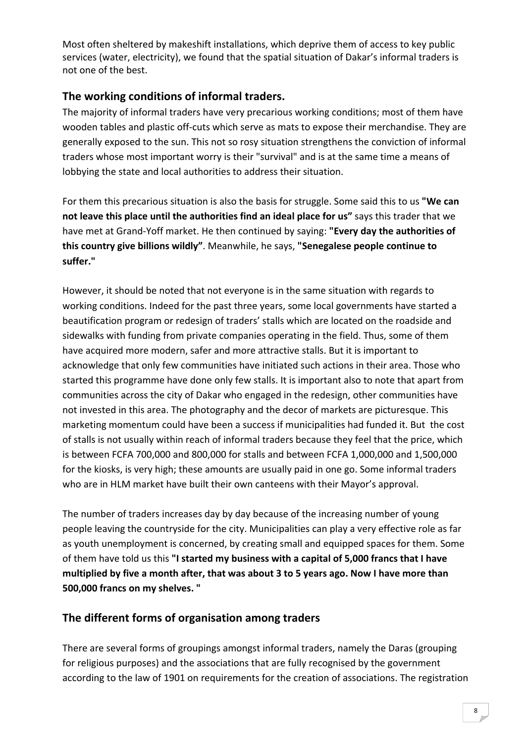Most often sheltered by makeshift installations, which deprive them of access to key public services (water, electricity), we found that the spatial situation of Dakar's informal traders is not one of the best.

## The working conditions of informal traders.

The majority of informal traders have very precarious working conditions; most of them have wooden tables and plastic off-cuts which serve as mats to expose their merchandise. They are generally exposed to the sun. This not so rosy situation strengthens the conviction of informal traders whose most important worry is their "survival" and is at the same time a means of lobbying the state and local authorities to address their situation.

For them this precarious situation is also the basis for struggle. Some said this to us **"We can not leave this place until the authorities find an ideal place for us"** says this trader that we have met at Grand-Yoff market. He then continued by saying: **"Every day the authorities of this country give billions wildly"**. Meanwhile, he says, **"Senegalese people continue to suffer."**

However, it should be noted that not everyone is in the same situation with regards to working conditions. Indeed for the past three years, some local governments have started a beautification program or redesign of traders' stalls which are located on the roadside and sidewalks with funding from private companies operating in the field. Thus, some of them have acquired more modern, safer and more attractive stalls. But it is important to acknowledge that only few communities have initiated such actions in their area. Those who started this programme have done only few stalls. It is important also to note that apart from communities across the city of Dakar who engaged in the redesign, other communities have not invested in this area. The photography and the decor of markets are picturesque. This marketing momentum could have been a success if municipalities had funded it. But the cost of stalls is not usually within reach of informal traders because they feel that the price, which is between FCFA 700,000 and 800,000 for stalls and between FCFA 1,000,000 and 1,500,000 for the kiosks, is very high; these amounts are usually paid in one go. Some informal traders who are in HLM market have built their own canteens with their Mayor's approval.

The number of traders increases day by day because of the increasing number of young people leaving the countryside for the city. Municipalities can play a very effective role as far as youth unemployment is concerned, by creating small and equipped spaces for them. Some of them have told us this **"I started my business with a capital of 5,000 francs that I have multiplied by five a month after, that was about 3 to 5 years ago. Now I have more than 500,000 francs on my shelves. "**

## The different forms of organisation among traders

There are several forms of groupings amongst informal traders, namely the Daras (grouping for religious purposes) and the associations that are fully recognised by the government according to the law of 1901 on requirements for the creation of associations. The registration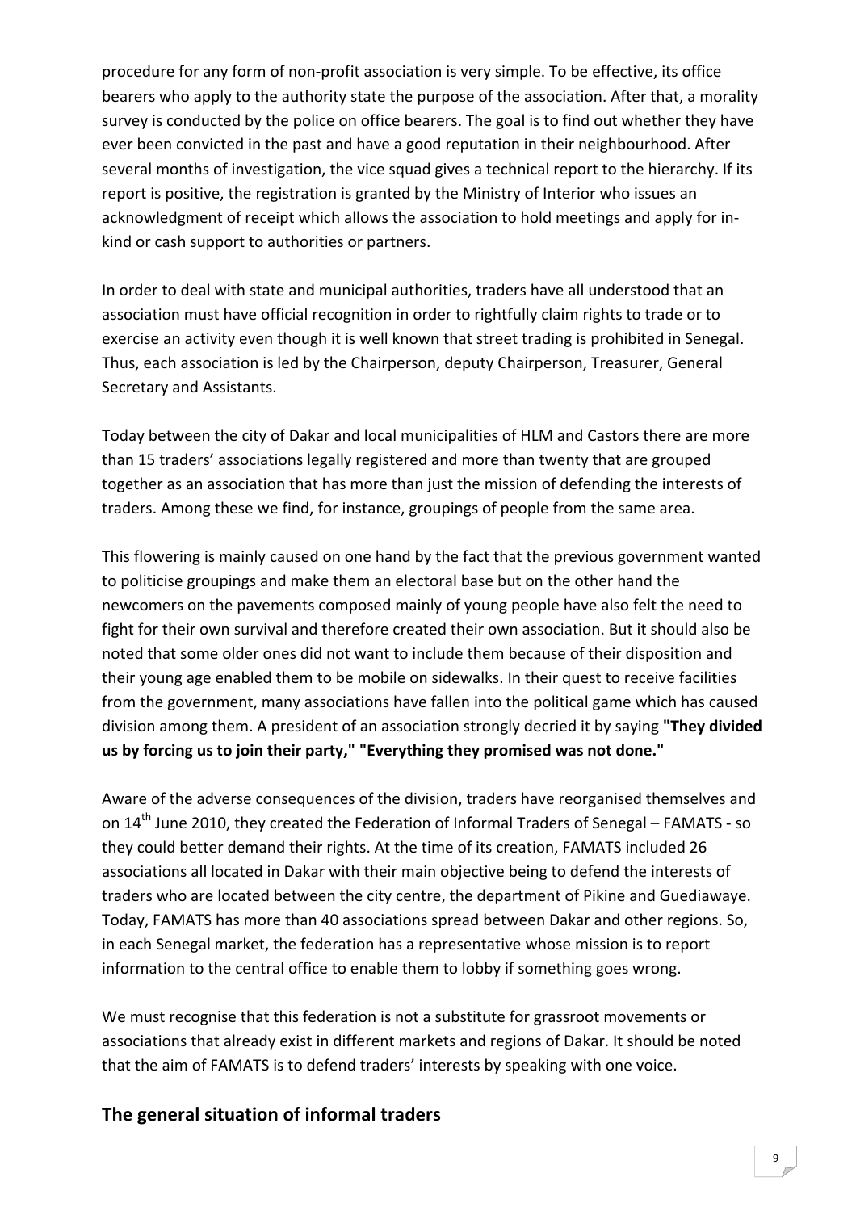procedure for any form of non-profit association is very simple. To be effective, its office bearers who apply to the authority state the purpose of the association. After that, a morality survey is conducted by the police on office bearers. The goal is to find out whether they have ever been convicted in the past and have a good reputation in their neighbourhood. After several months of investigation, the vice squad gives a technical report to the hierarchy. If its report is positive, the registration is granted by the Ministry of Interior who issues an acknowledgment of receipt which allows the association to hold meetings and apply for in-kind or cash support to authorities or partners.

In order to deal with state and municipal authorities, traders have all understood that an association must have official recognition in order to rightfully claim rights to trade or to exercise an activity even though it is well known that street trading is prohibited in Senegal. Thus, each association is led by the Chairperson, deputy Chairperson, Treasurer, General Secretary and Assistants.

Today between the city of Dakar and local municipalities of HLM and Castors there are more than 15 traders' associations legally registered and more than twenty that are grouped together as an association that has more than just the mission of defending the interests of traders. Among these we find, for instance, groupings of people from the same area.

This flowering is mainly caused on one hand by the fact that the previous government wanted to politicise groupings and make them an electoral base but on the other hand the newcomers on the pavements composed mainly of young people have also felt the need to fight for their own survival and therefore created their own association. But it should also be noted that some older ones did not want to include them because of their disposition and their young age enabled them to be mobile on sidewalks. In their quest to receive facilities from the government, many associations have fallen into the political game which has caused division among them. A president of an association strongly decried it by saying **"They divided us by forcing us to join their party," "Everything they promised was not done."**

Aware of the adverse consequences of the division, traders have reorganised themselves and on 14th June 2010, they created the Federation of Informal Traders of Senegal – FAMATS - so they could better demand their rights. At the time of its creation, FAMATS included 26 associations all located in Dakar with their main objective being to defend the interests of traders who are located between the city centre, the department of Pikine and Guediawaye. Today, FAMATS has more than 40 associations spread between Dakar and other regions. So, in each Senegal market, the federation has a representative whose mission is to report information to the central office to enable them to lobby if something goes wrong.

We must recognise that this federation is not a substitute for grassroot movements or associations that already exist in different markets and regions of Dakar. It should be noted that the aim of FAMATS is to defend traders' interests by speaking with one voice.

## The general situation of informal traders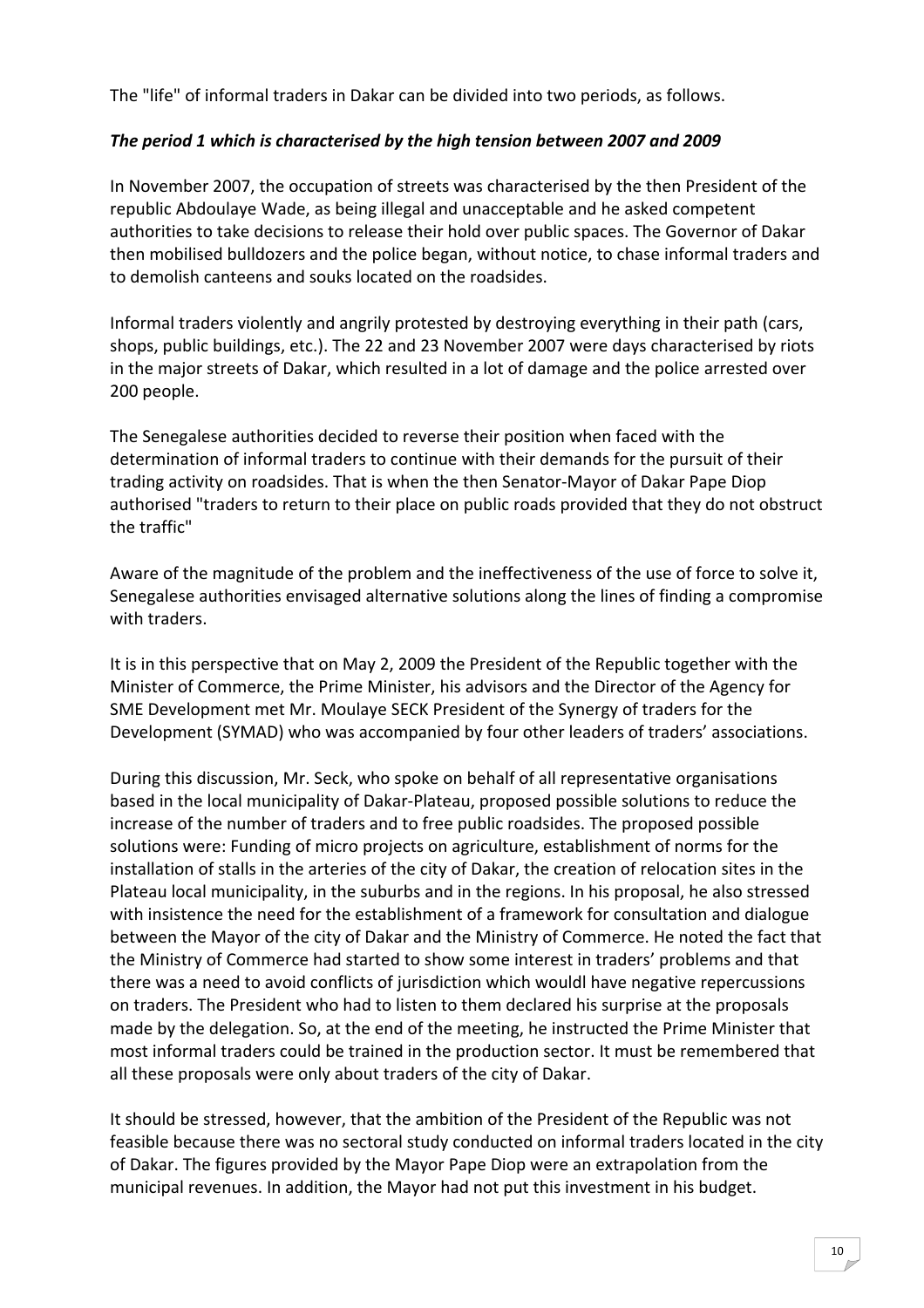The "life" of informal traders in Dakar can be divided into two periods, as follows.

***The period 1 which is characterised by the high tension between 2007 and 2009***

In November 2007, the occupation of streets was characterised by the then President of the republic Abdoulaye Wade, as being illegal and unacceptable and he asked competent authorities to take decisions to release their hold over public spaces. The Governor of Dakar then mobilised bulldozers and the police began, without notice, to chase informal traders and to demolish canteens and souks located on the roadsides.

Informal traders violently and angrily protested by destroying everything in their path (cars, shops, public buildings, etc.). The 22 and 23 November 2007 were days characterised by riots in the major streets of Dakar, which resulted in a lot of damage and the police arrested over 200 people.

The Senegalese authorities decided to reverse their position when faced with the determination of informal traders to continue with their demands for the pursuit of their trading activity on roadsides. That is when the then Senator-Mayor of Dakar Pape Diop authorised "traders to return to their place on public roads provided that they do not obstruct the traffic"

Aware of the magnitude of the problem and the ineffectiveness of the use of force to solve it, Senegalese authorities envisaged alternative solutions along the lines of finding a compromise with traders.

It is in this perspective that on May 2, 2009 the President of the Republic together with the Minister of Commerce, the Prime Minister, his advisors and the Director of the Agency for SME Development met Mr. Moulaye SECK President of the Synergy of traders for the Development (SYMAD) who was accompanied by four other leaders of traders' associations.

During this discussion, Mr. Seck, who spoke on behalf of all representative organisations based in the local municipality of Dakar-Plateau, proposed possible solutions to reduce the increase of the number of traders and to free public roadsides. The proposed possible solutions were: Funding of micro projects on agriculture, establishment of norms for the installation of stalls in the arteries of the city of Dakar, the creation of relocation sites in the Plateau local municipality, in the suburbs and in the regions. In his proposal, he also stressed with insistence the need for the establishment of a framework for consultation and dialogue between the Mayor of the city of Dakar and the Ministry of Commerce. He noted the fact that the Ministry of Commerce had started to show some interest in traders' problems and that there was a need to avoid conflicts of jurisdiction which wouldl have negative repercussions on traders. The President who had to listen to them declared his surprise at the proposals made by the delegation. So, at the end of the meeting, he instructed the Prime Minister that most informal traders could be trained in the production sector. It must be remembered that all these proposals were only about traders of the city of Dakar.

It should be stressed, however, that the ambition of the President of the Republic was not feasible because there was no sectoral study conducted on informal traders located in the city of Dakar. The figures provided by the Mayor Pape Diop were an extrapolation from the municipal revenues. In addition, the Mayor had not put this investment in his budget.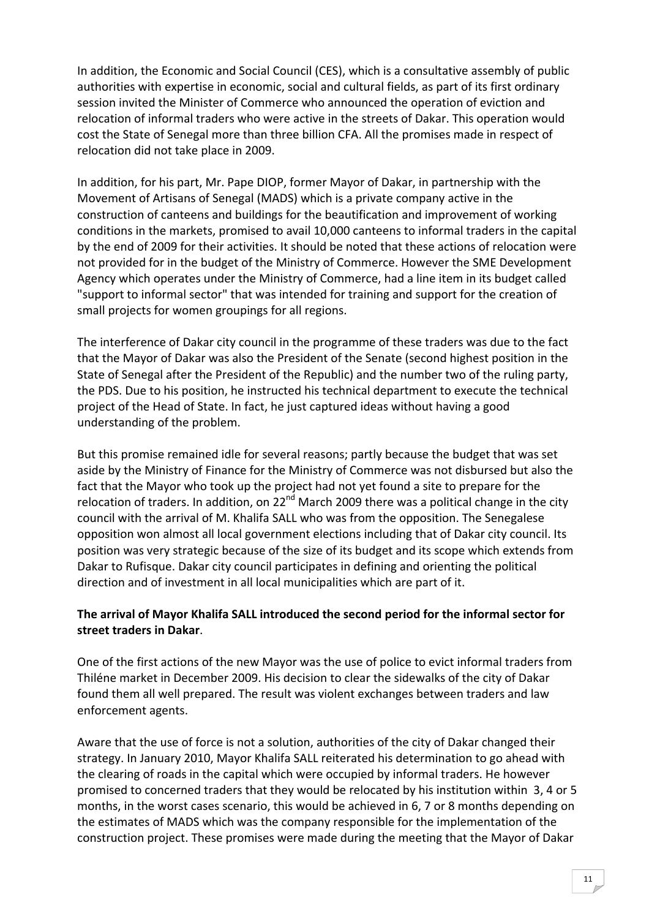In addition, the Economic and Social Council (CES), which is a consultative assembly of public authorities with expertise in economic, social and cultural fields, as part of its first ordinary session invited the Minister of Commerce who announced the operation of eviction and relocation of informal traders who were active in the streets of Dakar. This operation would cost the State of Senegal more than three billion CFA. All the promises made in respect of relocation did not take place in 2009.

In addition, for his part, Mr. Pape DIOP, former Mayor of Dakar, in partnership with the Movement of Artisans of Senegal (MADS) which is a private company active in the construction of canteens and buildings for the beautification and improvement of working conditions in the markets, promised to avail 10,000 canteens to informal traders in the capital by the end of 2009 for their activities. It should be noted that these actions of relocation were not provided for in the budget of the Ministry of Commerce. However the SME Development Agency which operates under the Ministry of Commerce, had a line item in its budget called "support to informal sector" that was intended for training and support for the creation of small projects for women groupings for all regions.

The interference of Dakar city council in the programme of these traders was due to the fact that the Mayor of Dakar was also the President of the Senate (second highest position in the State of Senegal after the President of the Republic) and the number two of the ruling party, the PDS. Due to his position, he instructed his technical department to execute the technical project of the Head of State. In fact, he just captured ideas without having a good understanding of the problem.

But this promise remained idle for several reasons; partly because the budget that was set aside by the Ministry of Finance for the Ministry of Commerce was not disbursed but also the fact that the Mayor who took up the project had not yet found a site to prepare for the relocation of traders. In addition, on 22nd March 2009 there was a political change in the city council with the arrival of M. Khalifa SALL who was from the opposition. The Senegalese opposition won almost all local government elections including that of Dakar city council. Its position was very strategic because of the size of its budget and its scope which extends from Dakar to Rufisque. Dakar city council participates in defining and orienting the political direction and of investment in all local municipalities which are part of it.

**The arrival of Mayor Khalifa SALL introduced the second period for the informal sector for street traders in Dakar**.

One of the first actions of the new Mayor was the use of police to evict informal traders from Thiléne market in December 2009. His decision to clear the sidewalks of the city of Dakar found them all well prepared. The result was violent exchanges between traders and law enforcement agents.

Aware that the use of force is not a solution, authorities of the city of Dakar changed their strategy. In January 2010, Mayor Khalifa SALL reiterated his determination to go ahead with the clearing of roads in the capital which were occupied by informal traders. He however promised to concerned traders that they would be relocated by his institution within 3, 4 or 5 months, in the worst cases scenario, this would be achieved in 6, 7 or 8 months depending on the estimates of MADS which was the company responsible for the implementation of the construction project. These promises were made during the meeting that the Mayor of Dakar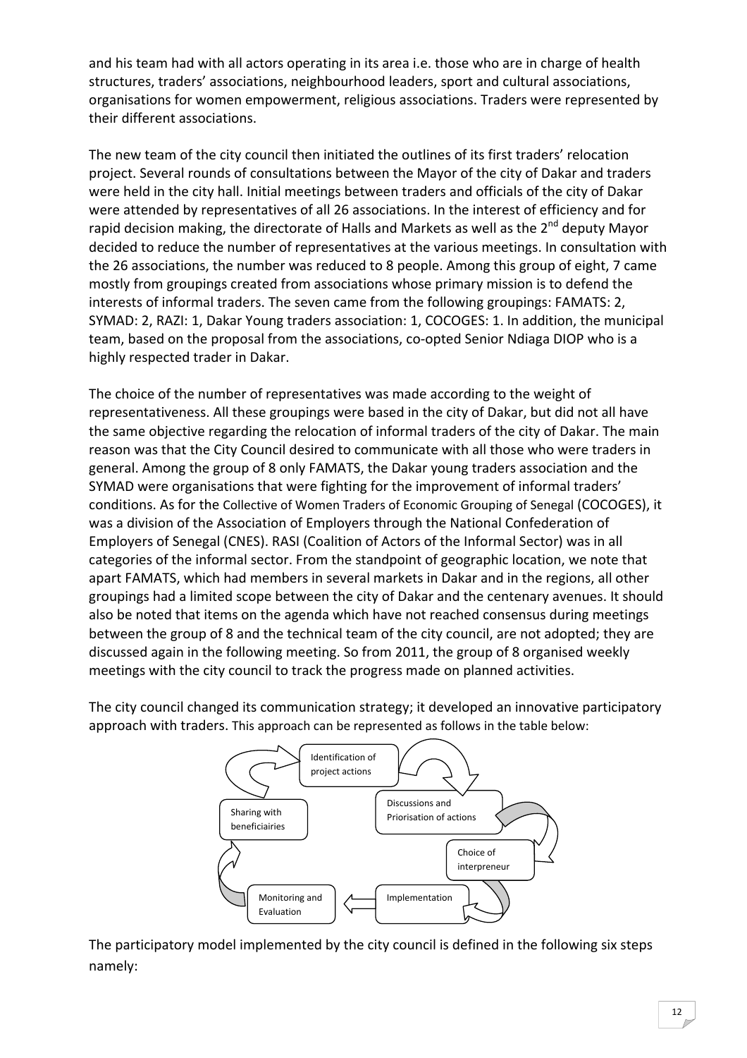and his team had with all actors operating in its area i.e. those who are in charge of health structures, traders' associations, neighbourhood leaders, sport and cultural associations, organisations for women empowerment, religious associations. Traders were represented by their different associations.

The new team of the city council then initiated the outlines of its first traders' relocation project. Several rounds of consultations between the Mayor of the city of Dakar and traders were held in the city hall. Initial meetings between traders and officials of the city of Dakar were attended by representatives of all 26 associations. In the interest of efficiency and for rapid decision making, the directorate of Halls and Markets as well as the 2nd deputy Mayor decided to reduce the number of representatives at the various meetings. In consultation with the 26 associations, the number was reduced to 8 people. Among this group of eight, 7 came mostly from groupings created from associations whose primary mission is to defend the interests of informal traders. The seven came from the following groupings: FAMATS: 2, SYMAD: 2, RAZI: 1, Dakar Young traders association: 1, COCOGES: 1. In addition, the municipal team, based on the proposal from the associations, co-opted Senior Ndiaga DIOP who is a highly respected trader in Dakar.

The choice of the number of representatives was made according to the weight of representativeness. All these groupings were based in the city of Dakar, but did not all have the same objective regarding the relocation of informal traders of the city of Dakar. The main reason was that the City Council desired to communicate with all those who were traders in general. Among the group of 8 only FAMATS, the Dakar young traders association and the SYMAD were organisations that were fighting for the improvement of informal traders' conditions. As for the Collective of Women Traders of Economic Grouping of Senegal (COCOGES), it was a division of the Association of Employers through the National Confederation of Employers of Senegal (CNES). RASI (Coalition of Actors of the Informal Sector) was in all categories of the informal sector. From the standpoint of geographic location, we note that apart FAMATS, which had members in several markets in Dakar and in the regions, all other groupings had a limited scope between the city of Dakar and the centenary avenues. It should also be noted that items on the agenda which have not reached consensus during meetings between the group of 8 and the technical team of the city council, are not adopted; they are discussed again in the following meeting. So from 2011, the group of 8 organised weekly meetings with the city council to track the progress made on planned activities.

The city council changed its communication strategy; it developed an innovative participatory approach with traders. This approach can be represented as follows in the table below:

Identification of project actions → Discussions and Priorisation of actions → Choice of interpreneur → Implementation → Monitoring and Evaluation → Sharing with beneficiairies → Identification of project actions

The participatory model implemented by the city council is defined in the following six steps namely: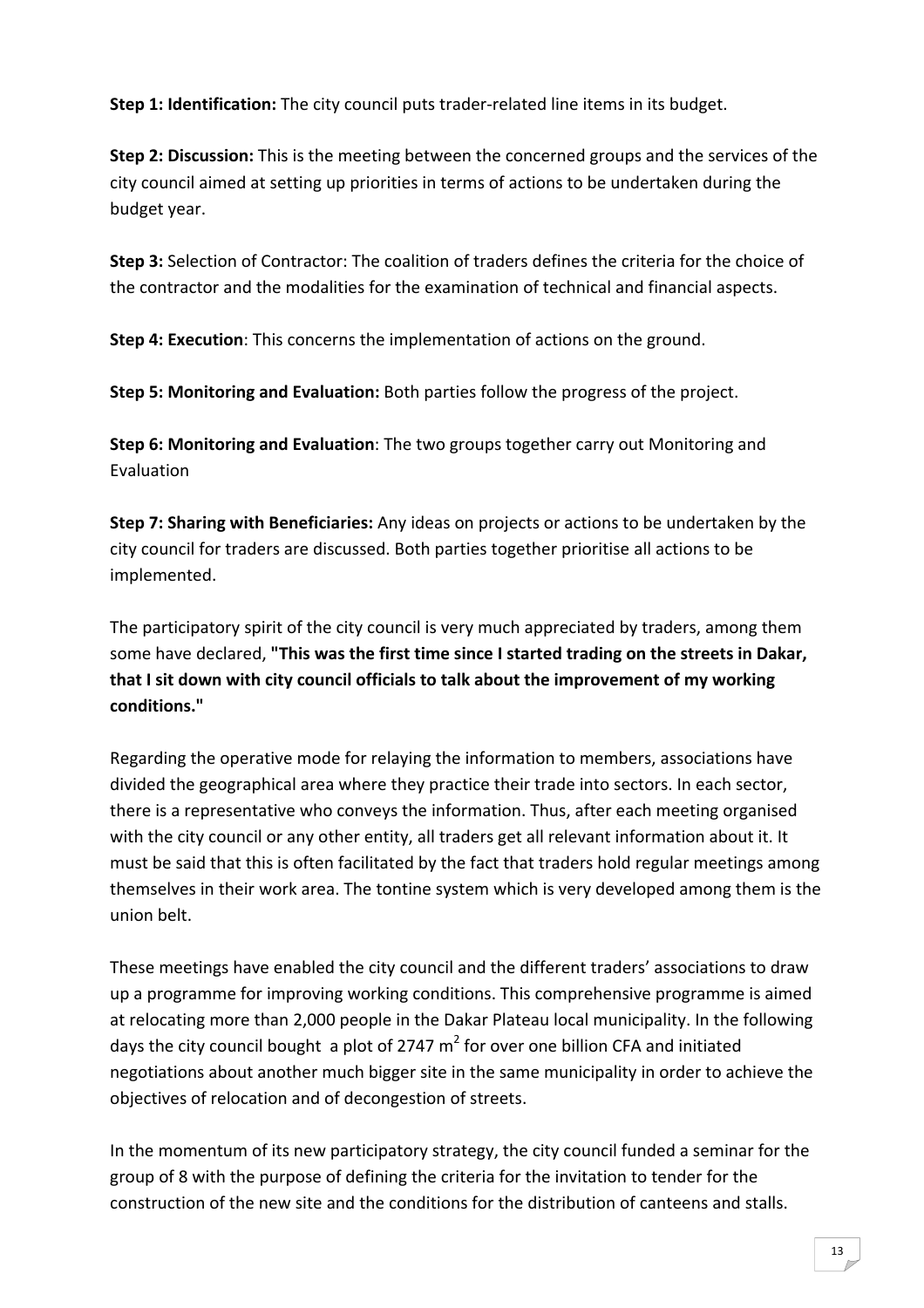**Step 1: Identification:** The city council puts trader-related line items in its budget.

**Step 2: Discussion:** This is the meeting between the concerned groups and the services of the city council aimed at setting up priorities in terms of actions to be undertaken during the budget year.

**Step 3:** Selection of Contractor: The coalition of traders defines the criteria for the choice of the contractor and the modalities for the examination of technical and financial aspects.

**Step 4: Execution**: This concerns the implementation of actions on the ground.

**Step 5: Monitoring and Evaluation:** Both parties follow the progress of the project.

**Step 6: Monitoring and Evaluation**: The two groups together carry out Monitoring and Evaluation

**Step 7: Sharing with Beneficiaries:** Any ideas on projects or actions to be undertaken by the city council for traders are discussed. Both parties together prioritise all actions to be implemented.

The participatory spirit of the city council is very much appreciated by traders, among them some have declared, **"This was the first time since I started trading on the streets in Dakar, that I sit down with city council officials to talk about the improvement of my working conditions."**

Regarding the operative mode for relaying the information to members, associations have divided the geographical area where they practice their trade into sectors. In each sector, there is a representative who conveys the information. Thus, after each meeting organised with the city council or any other entity, all traders get all relevant information about it. It must be said that this is often facilitated by the fact that traders hold regular meetings among themselves in their work area. The tontine system which is very developed among them is the union belt.

These meetings have enabled the city council and the different traders' associations to draw up a programme for improving working conditions. This comprehensive programme is aimed at relocating more than 2,000 people in the Dakar Plateau local municipality. In the following days the city council bought a plot of 2747 $m^2$ for over one billion CFA and initiated negotiations about another much bigger site in the same municipality in order to achieve the objectives of relocation and of decongestion of streets.

In the momentum of its new participatory strategy, the city council funded a seminar for the group of 8 with the purpose of defining the criteria for the invitation to tender for the construction of the new site and the conditions for the distribution of canteens and stalls.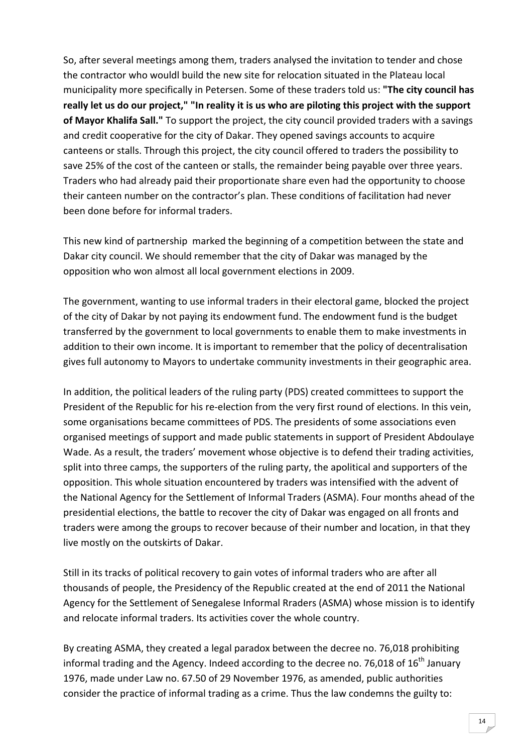So, after several meetings among them, traders analysed the invitation to tender and chose the contractor who wouldl build the new site for relocation situated in the Plateau local municipality more specifically in Petersen. Some of these traders told us: **"The city council has really let us do our project," "In reality it is us who are piloting this project with the support of Mayor Khalifa Sall."** To support the project, the city council provided traders with a savings and credit cooperative for the city of Dakar. They opened savings accounts to acquire canteens or stalls. Through this project, the city council offered to traders the possibility to save 25% of the cost of the canteen or stalls, the remainder being payable over three years. Traders who had already paid their proportionate share even had the opportunity to choose their canteen number on the contractor's plan. These conditions of facilitation had never been done before for informal traders.

This new kind of partnership marked the beginning of a competition between the state and Dakar city council. We should remember that the city of Dakar was managed by the opposition who won almost all local government elections in 2009.

The government, wanting to use informal traders in their electoral game, blocked the project of the city of Dakar by not paying its endowment fund. The endowment fund is the budget transferred by the government to local governments to enable them to make investments in addition to their own income. It is important to remember that the policy of decentralisation gives full autonomy to Mayors to undertake community investments in their geographic area.

In addition, the political leaders of the ruling party (PDS) created committees to support the President of the Republic for his re-election from the very first round of elections. In this vein, some organisations became committees of PDS. The presidents of some associations even organised meetings of support and made public statements in support of President Abdoulaye Wade. As a result, the traders' movement whose objective is to defend their trading activities, split into three camps, the supporters of the ruling party, the apolitical and supporters of the opposition. This whole situation encountered by traders was intensified with the advent of the National Agency for the Settlement of Informal Traders (ASMA). Four months ahead of the presidential elections, the battle to recover the city of Dakar was engaged on all fronts and traders were among the groups to recover because of their number and location, in that they live mostly on the outskirts of Dakar.

Still in its tracks of political recovery to gain votes of informal traders who are after all thousands of people, the Presidency of the Republic created at the end of 2011 the National Agency for the Settlement of Senegalese Informal Rraders (ASMA) whose mission is to identify and relocate informal traders. Its activities cover the whole country.

By creating ASMA, they created a legal paradox between the decree no. 76,018 prohibiting informal trading and the Agency. Indeed according to the decree no. 76,018 of 16th January 1976, made under Law no. 67.50 of 29 November 1976, as amended, public authorities consider the practice of informal trading as a crime. Thus the law condemns the guilty to: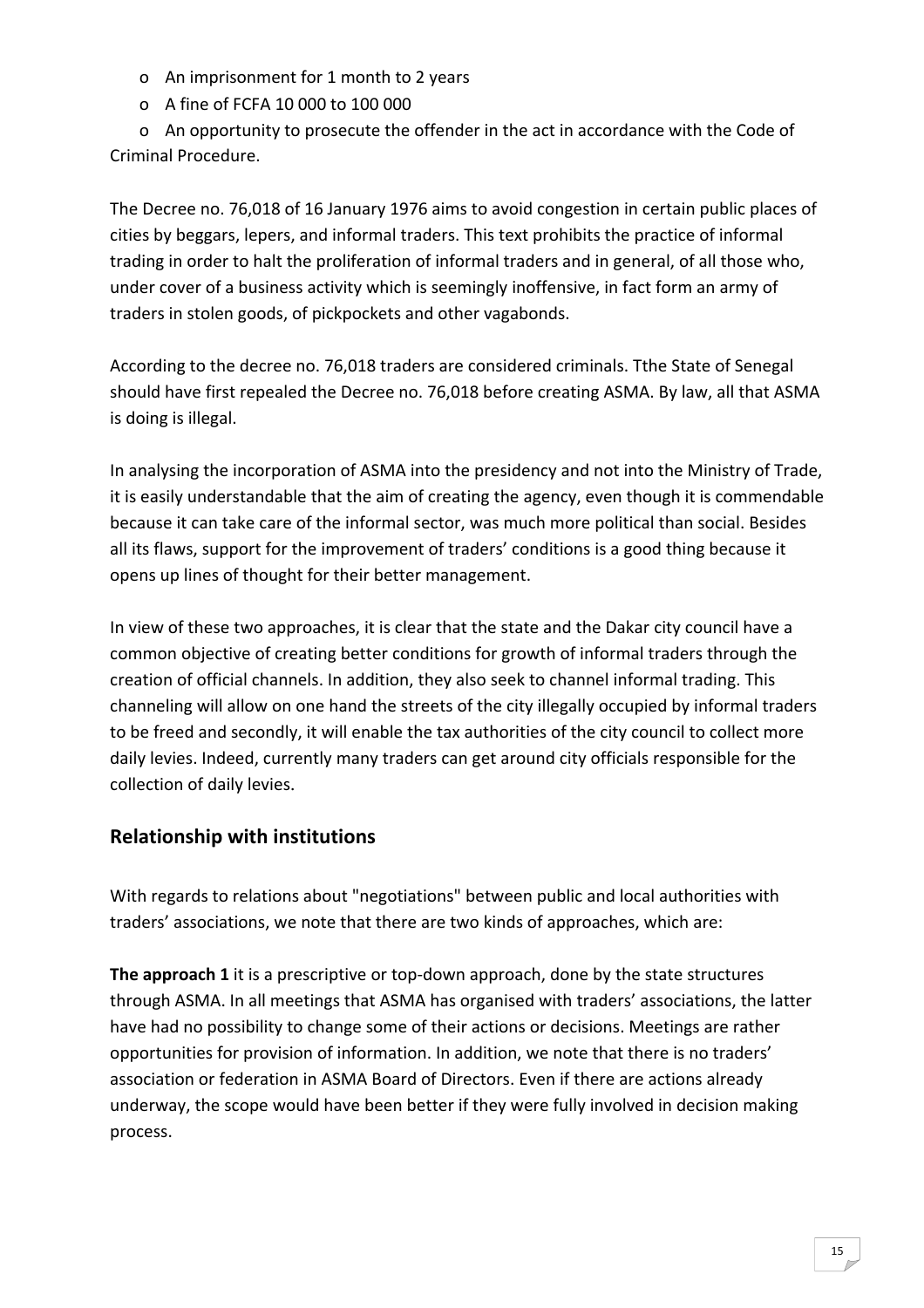- An imprisonment for 1 month to 2 years
- A fine of FCFA 10 000 to 100 000
- An opportunity to prosecute the offender in the act in accordance with the Code of Criminal Procedure.

The Decree no. 76,018 of 16 January 1976 aims to avoid congestion in certain public places of cities by beggars, lepers, and informal traders. This text prohibits the practice of informal trading in order to halt the proliferation of informal traders and in general, of all those who, under cover of a business activity which is seemingly inoffensive, in fact form an army of traders in stolen goods, of pickpockets and other vagabonds.

According to the decree no. 76,018 traders are considered criminals. Tthe State of Senegal should have first repealed the Decree no. 76,018 before creating ASMA. By law, all that ASMA is doing is illegal.

In analysing the incorporation of ASMA into the presidency and not into the Ministry of Trade, it is easily understandable that the aim of creating the agency, even though it is commendable because it can take care of the informal sector, was much more political than social. Besides all its flaws, support for the improvement of traders' conditions is a good thing because it opens up lines of thought for their better management.

In view of these two approaches, it is clear that the state and the Dakar city council have a common objective of creating better conditions for growth of informal traders through the creation of official channels. In addition, they also seek to channel informal trading. This channeling will allow on one hand the streets of the city illegally occupied by informal traders to be freed and secondly, it will enable the tax authorities of the city council to collect more daily levies. Indeed, currently many traders can get around city officials responsible for the collection of daily levies.

## Relationship with institutions

With regards to relations about "negotiations" between public and local authorities with traders' associations, we note that there are two kinds of approaches, which are:

**The approach 1** it is a prescriptive or top-down approach, done by the state structures through ASMA. In all meetings that ASMA has organised with traders' associations, the latter have had no possibility to change some of their actions or decisions. Meetings are rather opportunities for provision of information. In addition, we note that there is no traders' association or federation in ASMA Board of Directors. Even if there are actions already underway, the scope would have been better if they were fully involved in decision making process.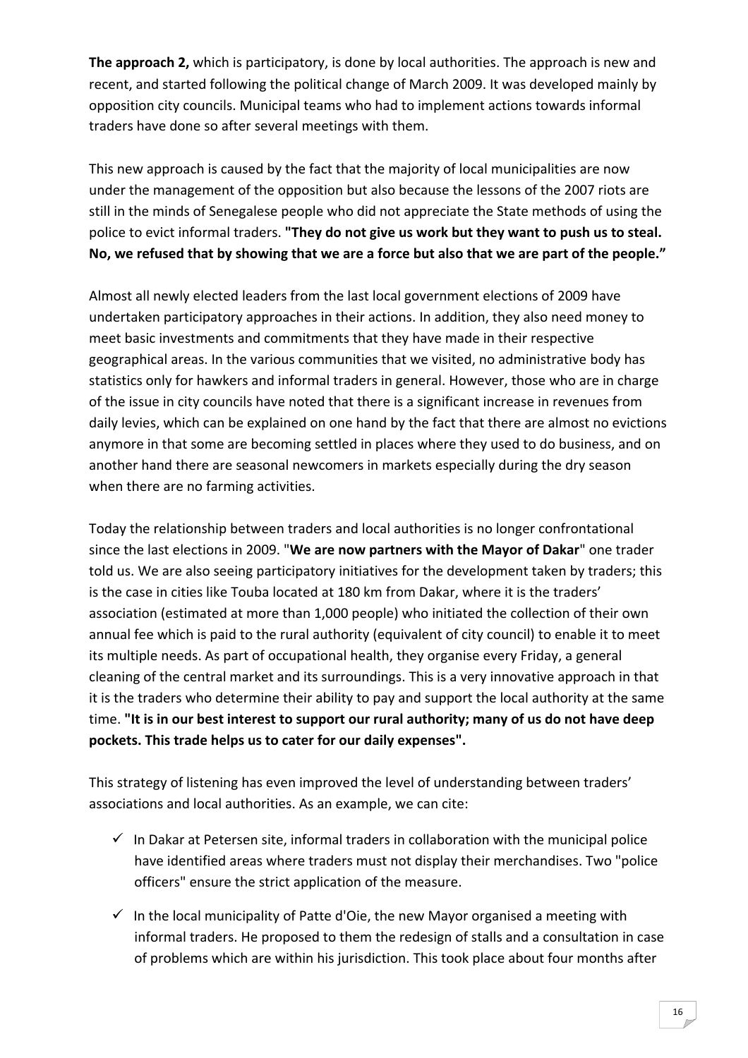**The approach 2,** which is participatory, is done by local authorities. The approach is new and recent, and started following the political change of March 2009. It was developed mainly by opposition city councils. Municipal teams who had to implement actions towards informal traders have done so after several meetings with them.

This new approach is caused by the fact that the majority of local municipalities are now under the management of the opposition but also because the lessons of the 2007 riots are still in the minds of Senegalese people who did not appreciate the State methods of using the police to evict informal traders. **"They do not give us work but they want to push us to steal. No, we refused that by showing that we are a force but also that we are part of the people."**

Almost all newly elected leaders from the last local government elections of 2009 have undertaken participatory approaches in their actions. In addition, they also need money to meet basic investments and commitments that they have made in their respective geographical areas. In the various communities that we visited, no administrative body has statistics only for hawkers and informal traders in general. However, those who are in charge of the issue in city councils have noted that there is a significant increase in revenues from daily levies, which can be explained on one hand by the fact that there are almost no evictions anymore in that some are becoming settled in places where they used to do business, and on another hand there are seasonal newcomers in markets especially during the dry season when there are no farming activities.

Today the relationship between traders and local authorities is no longer confrontational since the last elections in 2009. "**We are now partners with the Mayor of Dakar**" one trader told us. We are also seeing participatory initiatives for the development taken by traders; this is the case in cities like Touba located at 180 km from Dakar, where it is the traders' association (estimated at more than 1,000 people) who initiated the collection of their own annual fee which is paid to the rural authority (equivalent of city council) to enable it to meet its multiple needs. As part of occupational health, they organise every Friday, a general cleaning of the central market and its surroundings. This is a very innovative approach in that it is the traders who determine their ability to pay and support the local authority at the same time. **"It is in our best interest to support our rural authority; many of us do not have deep pockets. This trade helps us to cater for our daily expenses".**

This strategy of listening has even improved the level of understanding between traders' associations and local authorities. As an example, we can cite:

- ✓ In Dakar at Petersen site, informal traders in collaboration with the municipal police have identified areas where traders must not display their merchandises. Two "police officers" ensure the strict application of the measure.
- ✓ In the local municipality of Patte d'Oie, the new Mayor organised a meeting with informal traders. He proposed to them the redesign of stalls and a consultation in case of problems which are within his jurisdiction. This took place about four months after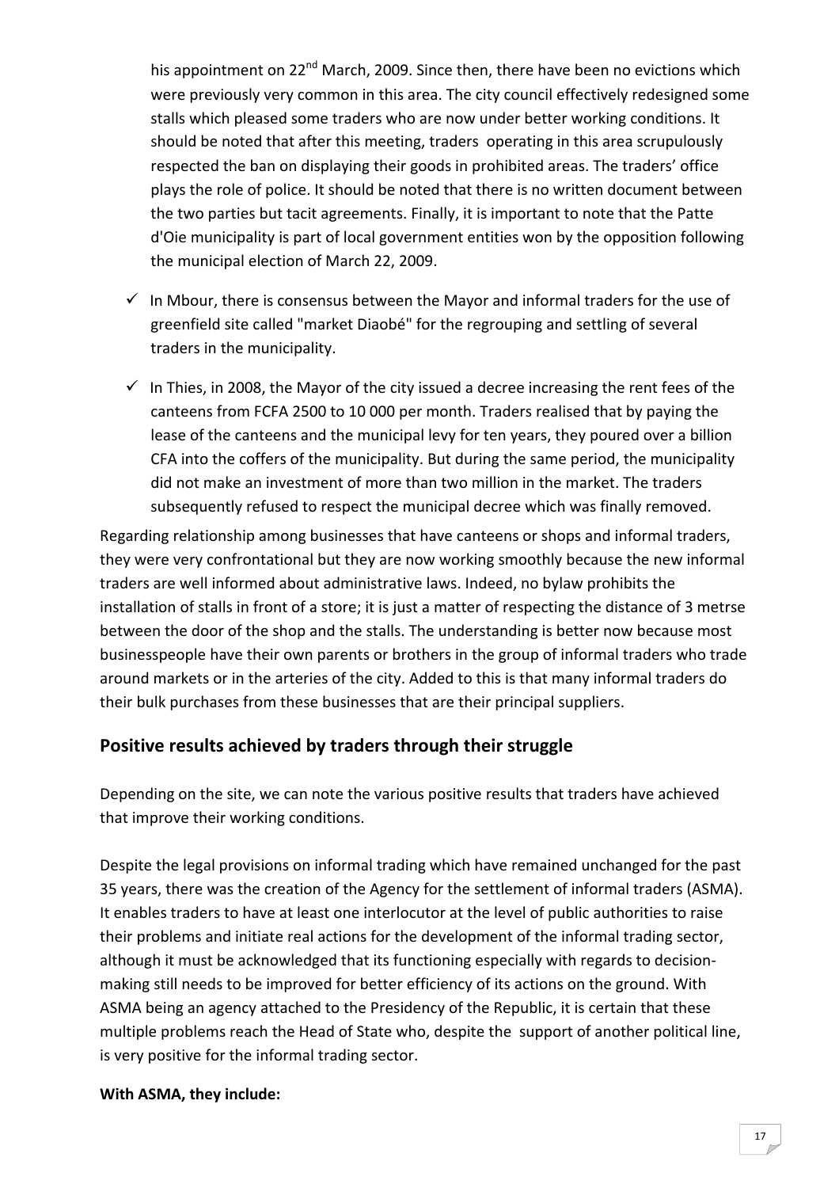his appointment on 22nd March, 2009. Since then, there have been no evictions which were previously very common in this area. The city council effectively redesigned some stalls which pleased some traders who are now under better working conditions. It should be noted that after this meeting, traders operating in this area scrupulously respected the ban on displaying their goods in prohibited areas. The traders' office plays the role of police. It should be noted that there is no written document between the two parties but tacit agreements. Finally, it is important to note that the Patte d'Oie municipality is part of local government entities won by the opposition following the municipal election of March 22, 2009.

- ✓ In Mbour, there is consensus between the Mayor and informal traders for the use of greenfield site called "market Diaobé" for the regrouping and settling of several traders in the municipality.
- ✓ In Thies, in 2008, the Mayor of the city issued a decree increasing the rent fees of the canteens from FCFA 2500 to 10 000 per month. Traders realised that by paying the lease of the canteens and the municipal levy for ten years, they poured over a billion CFA into the coffers of the municipality. But during the same period, the municipality did not make an investment of more than two million in the market. The traders subsequently refused to respect the municipal decree which was finally removed.

Regarding relationship among businesses that have canteens or shops and informal traders, they were very confrontational but they are now working smoothly because the new informal traders are well informed about administrative laws. Indeed, no bylaw prohibits the installation of stalls in front of a store; it is just a matter of respecting the distance of 3 metrse between the door of the shop and the stalls. The understanding is better now because most businesspeople have their own parents or brothers in the group of informal traders who trade around markets or in the arteries of the city. Added to this is that many informal traders do their bulk purchases from these businesses that are their principal suppliers.

## Positive results achieved by traders through their struggle

Depending on the site, we can note the various positive results that traders have achieved that improve their working conditions.

Despite the legal provisions on informal trading which have remained unchanged for the past 35 years, there was the creation of the Agency for the settlement of informal traders (ASMA). It enables traders to have at least one interlocutor at the level of public authorities to raise their problems and initiate real actions for the development of the informal trading sector, although it must be acknowledged that its functioning especially with regards to decision-making still needs to be improved for better efficiency of its actions on the ground. With ASMA being an agency attached to the Presidency of the Republic, it is certain that these multiple problems reach the Head of State who, despite the support of another political line, is very positive for the informal trading sector.

**With ASMA, they include:**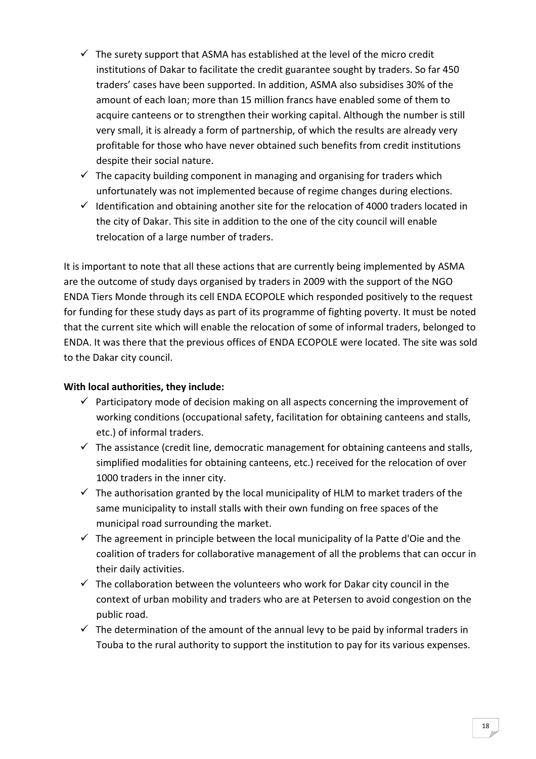- ✓ The surety support that ASMA has established at the level of the micro credit institutions of Dakar to facilitate the credit guarantee sought by traders. So far 450 traders' cases have been supported. In addition, ASMA also subsidises 30% of the amount of each loan; more than 15 million francs have enabled some of them to acquire canteens or to strengthen their working capital. Although the number is still very small, it is already a form of partnership, of which the results are already very profitable for those who have never obtained such benefits from credit institutions despite their social nature.
- ✓ The capacity building component in managing and organising for traders which unfortunately was not implemented because of regime changes during elections.
- ✓ Identification and obtaining another site for the relocation of 4000 traders located in the city of Dakar. This site in addition to the one of the city council will enable trelocation of a large number of traders.

It is important to note that all these actions that are currently being implemented by ASMA are the outcome of study days organised by traders in 2009 with the support of the NGO ENDA Tiers Monde through its cell ENDA ECOPOLE which responded positively to the request for funding for these study days as part of its programme of fighting poverty. It must be noted that the current site which will enable the relocation of some of informal traders, belonged to ENDA. It was there that the previous offices of ENDA ECOPOLE were located. The site was sold to the Dakar city council.

**With local authorities, they include:**

- ✓ Participatory mode of decision making on all aspects concerning the improvement of working conditions (occupational safety, facilitation for obtaining canteens and stalls, etc.) of informal traders.
- ✓ The assistance (credit line, democratic management for obtaining canteens and stalls, simplified modalities for obtaining canteens, etc.) received for the relocation of over 1000 traders in the inner city.
- ✓ The authorisation granted by the local municipality of HLM to market traders of the same municipality to install stalls with their own funding on free spaces of the municipal road surrounding the market.
- ✓ The agreement in principle between the local municipality of la Patte d'Oie and the coalition of traders for collaborative management of all the problems that can occur in their daily activities.
- ✓ The collaboration between the volunteers who work for Dakar city council in the context of urban mobility and traders who are at Petersen to avoid congestion on the public road.
- ✓ The determination of the amount of the annual levy to be paid by informal traders in Touba to the rural authority to support the institution to pay for its various expenses.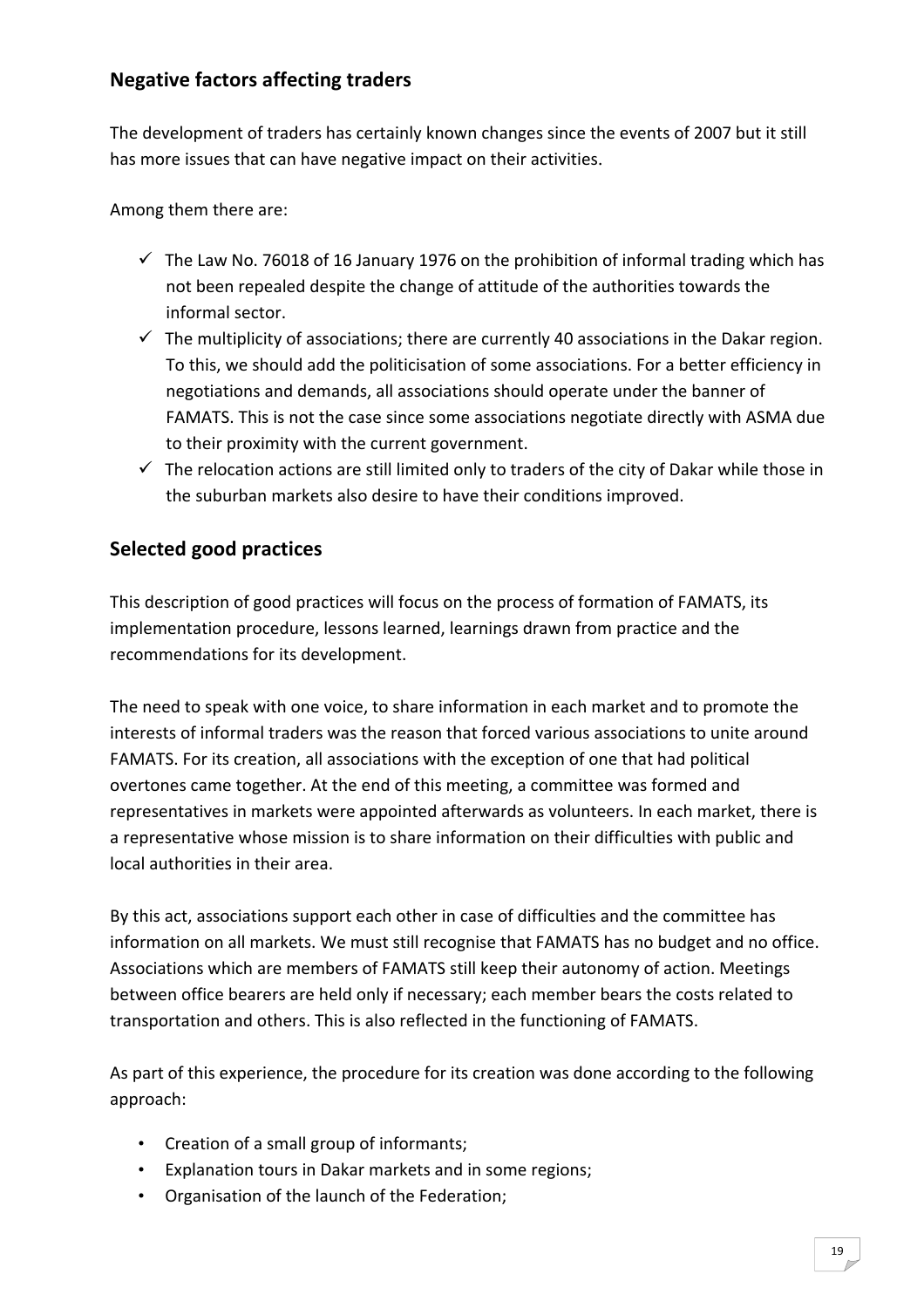## Negative factors affecting traders

The development of traders has certainly known changes since the events of 2007 but it still has more issues that can have negative impact on their activities.

Among them there are:

- ✓ The Law No. 76018 of 16 January 1976 on the prohibition of informal trading which has not been repealed despite the change of attitude of the authorities towards the informal sector.
- ✓ The multiplicity of associations; there are currently 40 associations in the Dakar region. To this, we should add the politicisation of some associations. For a better efficiency in negotiations and demands, all associations should operate under the banner of FAMATS. This is not the case since some associations negotiate directly with ASMA due to their proximity with the current government.
- ✓ The relocation actions are still limited only to traders of the city of Dakar while those in the suburban markets also desire to have their conditions improved.

## Selected good practices

This description of good practices will focus on the process of formation of FAMATS, its implementation procedure, lessons learned, learnings drawn from practice and the recommendations for its development.

The need to speak with one voice, to share information in each market and to promote the interests of informal traders was the reason that forced various associations to unite around FAMATS. For its creation, all associations with the exception of one that had political overtones came together. At the end of this meeting, a committee was formed and representatives in markets were appointed afterwards as volunteers. In each market, there is a representative whose mission is to share information on their difficulties with public and local authorities in their area.

By this act, associations support each other in case of difficulties and the committee has information on all markets. We must still recognise that FAMATS has no budget and no office. Associations which are members of FAMATS still keep their autonomy of action. Meetings between office bearers are held only if necessary; each member bears the costs related to transportation and others. This is also reflected in the functioning of FAMATS.

As part of this experience, the procedure for its creation was done according to the following approach:

- Creation of a small group of informants;
- Explanation tours in Dakar markets and in some regions;
- Organisation of the launch of the Federation;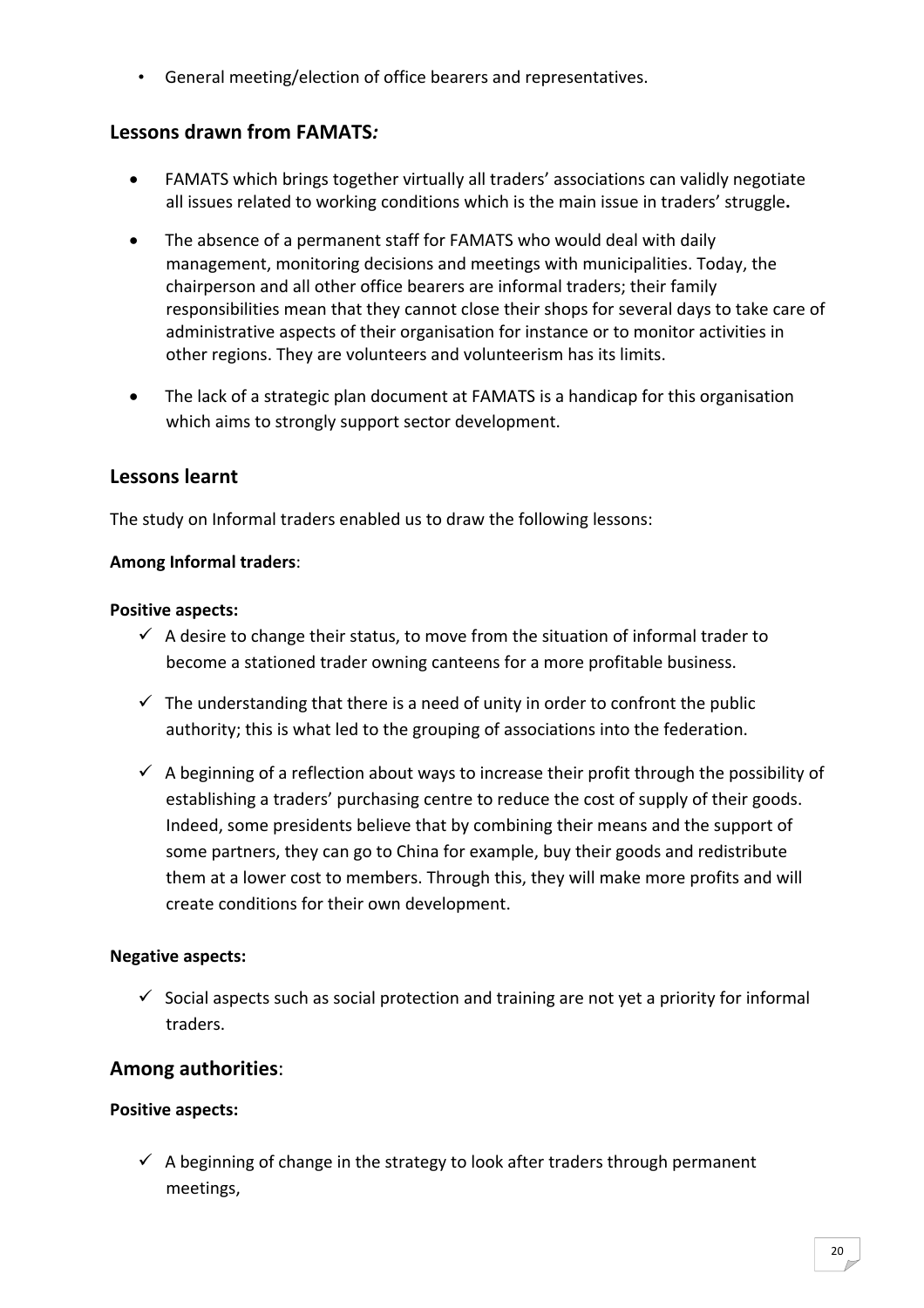- General meeting/election of office bearers and representatives.

## Lessons drawn from FAMATS*:*

- FAMATS which brings together virtually all traders' associations can validly negotiate all issues related to working conditions which is the main issue in traders' struggle**.**
- The absence of a permanent staff for FAMATS who would deal with daily management, monitoring decisions and meetings with municipalities. Today, the chairperson and all other office bearers are informal traders; their family responsibilities mean that they cannot close their shops for several days to take care of administrative aspects of their organisation for instance or to monitor activities in other regions. They are volunteers and volunteerism has its limits.
- The lack of a strategic plan document at FAMATS is a handicap for this organisation which aims to strongly support sector development.

## Lessons learnt

The study on Informal traders enabled us to draw the following lessons:

**Among Informal traders**:

**Positive aspects:**

- ✓ A desire to change their status, to move from the situation of informal trader to become a stationed trader owning canteens for a more profitable business.
- ✓ The understanding that there is a need of unity in order to confront the public authority; this is what led to the grouping of associations into the federation.
- ✓ A beginning of a reflection about ways to increase their profit through the possibility of establishing a traders' purchasing centre to reduce the cost of supply of their goods. Indeed, some presidents believe that by combining their means and the support of some partners, they can go to China for example, buy their goods and redistribute them at a lower cost to members. Through this, they will make more profits and will create conditions for their own development.

**Negative aspects:**

- ✓ Social aspects such as social protection and training are not yet a priority for informal traders.

## Among authorities:

**Positive aspects:**

- ✓ A beginning of change in the strategy to look after traders through permanent meetings,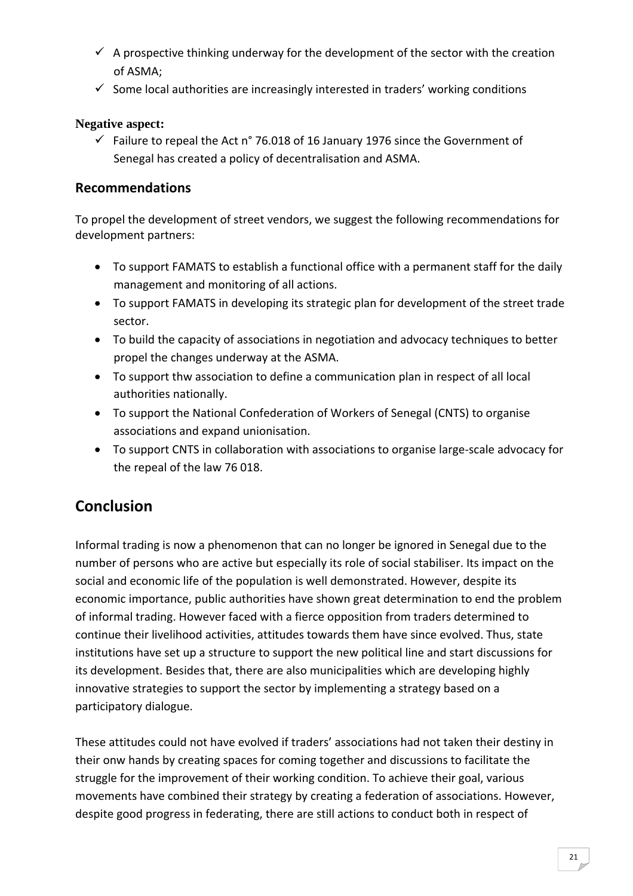- ✓ A prospective thinking underway for the development of the sector with the creation of ASMA;
- ✓ Some local authorities are increasingly interested in traders' working conditions

**Negative aspect:**

- ✓ Failure to repeal the Act n° 76.018 of 16 January 1976 since the Government of Senegal has created a policy of decentralisation and ASMA.

## Recommendations

To propel the development of street vendors, we suggest the following recommendations for development partners:

- To support FAMATS to establish a functional office with a permanent staff for the daily management and monitoring of all actions.
- To support FAMATS in developing its strategic plan for development of the street trade sector.
- To build the capacity of associations in negotiation and advocacy techniques to better propel the changes underway at the ASMA.
- To support thw association to define a communication plan in respect of all local authorities nationally.
- To support the National Confederation of Workers of Senegal (CNTS) to organise associations and expand unionisation.
- To support CNTS in collaboration with associations to organise large-scale advocacy for the repeal of the law 76 018.

# Conclusion

Informal trading is now a phenomenon that can no longer be ignored in Senegal due to the number of persons who are active but especially its role of social stabiliser. Its impact on the social and economic life of the population is well demonstrated. However, despite its economic importance, public authorities have shown great determination to end the problem of informal trading. However faced with a fierce opposition from traders determined to continue their livelihood activities, attitudes towards them have since evolved. Thus, state institutions have set up a structure to support the new political line and start discussions for its development. Besides that, there are also municipalities which are developing highly innovative strategies to support the sector by implementing a strategy based on a participatory dialogue.

These attitudes could not have evolved if traders' associations had not taken their destiny in their onw hands by creating spaces for coming together and discussions to facilitate the struggle for the improvement of their working condition. To achieve their goal, various movements have combined their strategy by creating a federation of associations. However, despite good progress in federating, there are still actions to conduct both in respect of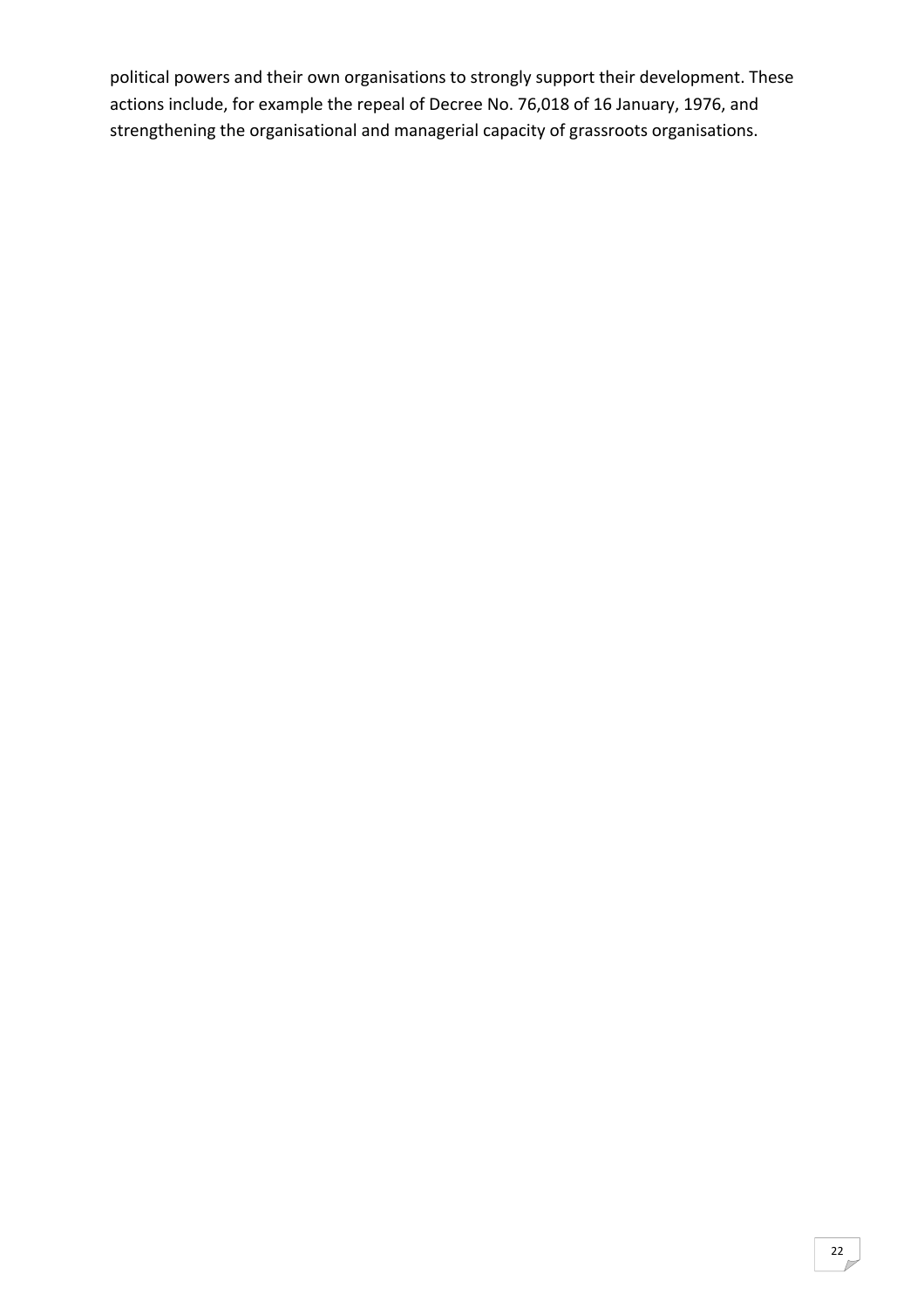political powers and their own organisations to strongly support their development. These actions include, for example the repeal of Decree No. 76,018 of 16 January, 1976, and strengthening the organisational and managerial capacity of grassroots organisations.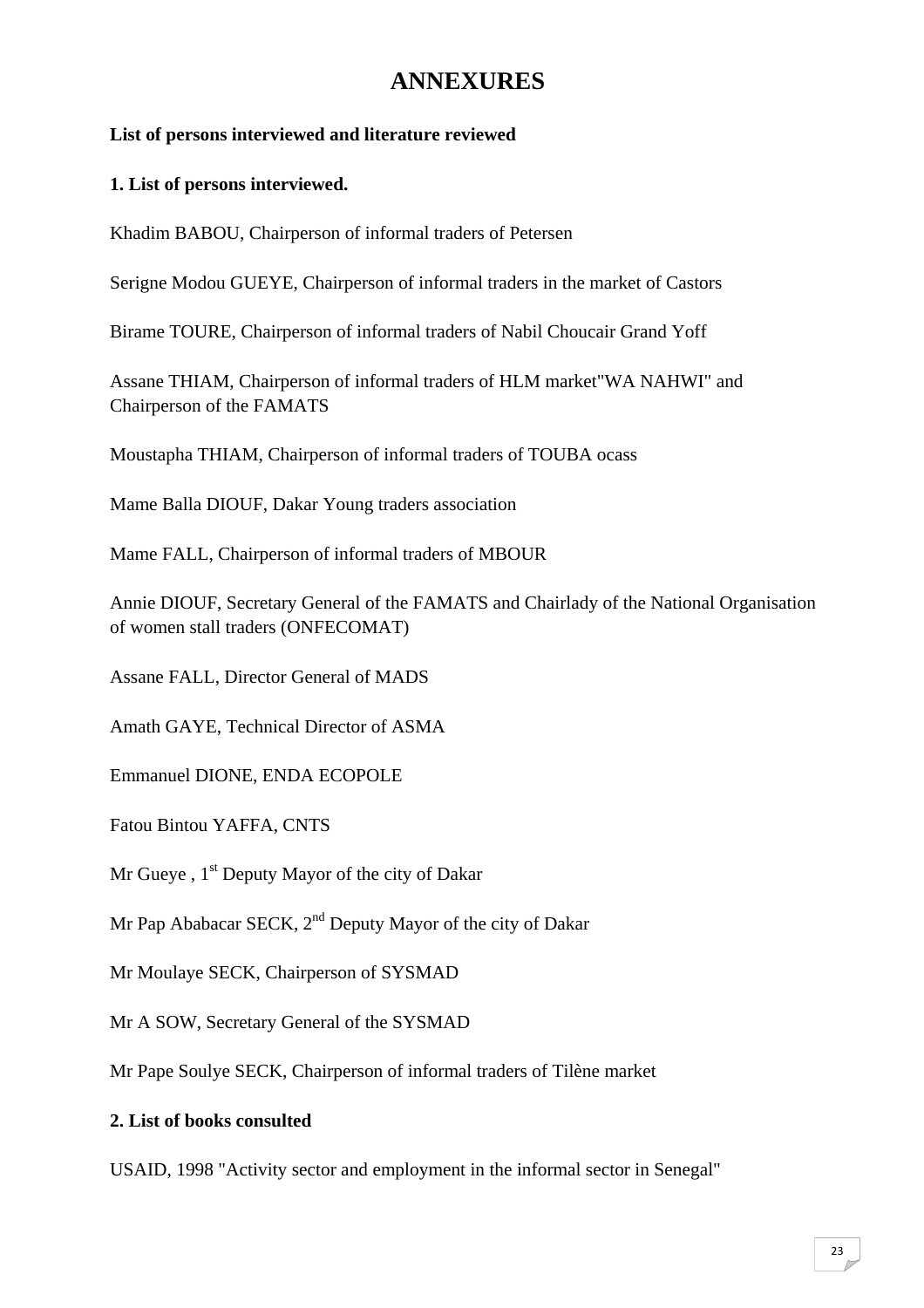# ANNEXURES

**List of persons interviewed and literature reviewed**

**1. List of persons interviewed.**

Khadim BABOU, Chairperson of informal traders of Petersen

Serigne Modou GUEYE, Chairperson of informal traders in the market of Castors

Birame TOURE, Chairperson of informal traders of Nabil Choucair Grand Yoff

Assane THIAM, Chairperson of informal traders of HLM market"WA NAHWI" and Chairperson of the FAMATS

Moustapha THIAM, Chairperson of informal traders of TOUBA ocass

Mame Balla DIOUF, Dakar Young traders association

Mame FALL, Chairperson of informal traders of MBOUR

Annie DIOUF, Secretary General of the FAMATS and Chairlady of the National Organisation of women stall traders (ONFECOMAT)

Assane FALL, Director General of MADS

Amath GAYE, Technical Director of ASMA

Emmanuel DIONE, ENDA ECOPOLE

Fatou Bintou YAFFA, CNTS

Mr Gueye , 1st Deputy Mayor of the city of Dakar

Mr Pap Ababacar SECK, 2nd Deputy Mayor of the city of Dakar

Mr Moulaye SECK, Chairperson of SYSMAD

Mr A SOW, Secretary General of the SYSMAD

Mr Pape Soulye SECK, Chairperson of informal traders of Tilène market

**2. List of books consulted**

USAID, 1998 "Activity sector and employment in the informal sector in Senegal"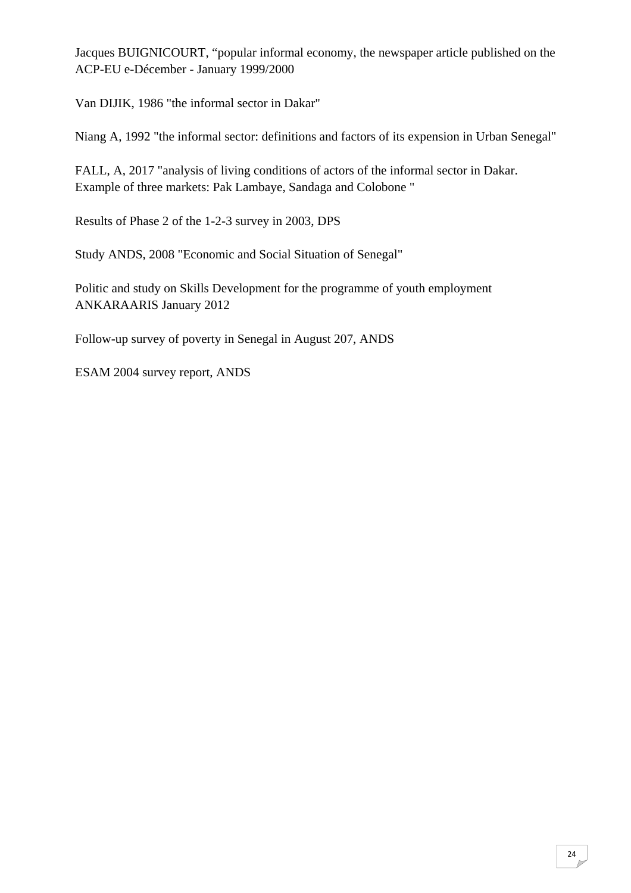Jacques BUIGNICOURT, “popular informal economy, the newspaper article published on the ACP-EU e-Décember - January 1999/2000

Van DIJIK, 1986 "the informal sector in Dakar"

Niang A, 1992 "the informal sector: definitions and factors of its expension in Urban Senegal"

FALL, A, 2017 "analysis of living conditions of actors of the informal sector in Dakar. Example of three markets: Pak Lambaye, Sandaga and Colobone "

Results of Phase 2 of the 1-2-3 survey in 2003, DPS

Study ANDS, 2008 "Economic and Social Situation of Senegal"

Politic and study on Skills Development for the programme of youth employment ANKARAARIS January 2012

Follow-up survey of poverty in Senegal in August 207, ANDS

ESAM 2004 survey report, ANDS